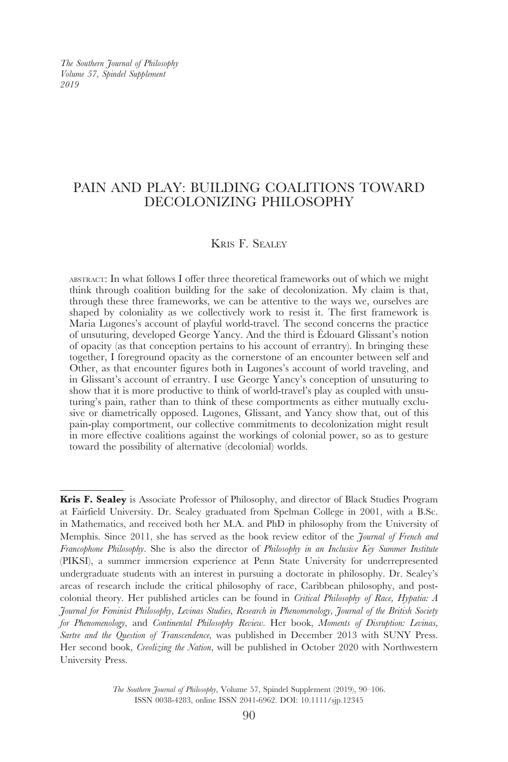# PAIN AND PLAY: BUILDING COALITIONS TOWARD DECOLONIZING PHILOSOPHY

Kris F. Sealey

ABSTRACT: In what follows I offer three theoretical frameworks out of which we might think through coalition building for the sake of decolonization. My claim is that, through these three frameworks, we can be attentive to the ways we, ourselves are shaped by coloniality as we collectively work to resist it. The first framework is Maria Lugones's account of playful world-travel. The second concerns the practice of unsuturing, developed George Yancy. And the third is Édouard Glissant's notion of opacity (as that conception pertains to his account of errantry). In bringing these together, I foreground opacity as the cornerstone of an encounter between self and Other, as that encounter figures both in Lugones's account of world traveling, and in Glissant's account of errantry. I use George Yancy's conception of unsuturing to show that it is more productive to think of world-travel's play as coupled with unsuturing's pain, rather than to think of these comportments as either mutually exclusive or diametrically opposed. Lugones, Glissant, and Yancy show that, out of this pain-play comportment, our collective commitments to decolonization might result in more effective coalitions against the workings of colonial power, so as to gesture toward the possibility of alternative (decolonial) worlds.

---

**Kris F. Sealey** is Associate Professor of Philosophy, and director of Black Studies Program at Fairfield University. Dr. Sealey graduated from Spelman College in 2001, with a B.Sc. in Mathematics, and received both her M.A. and PhD in philosophy from the University of Memphis. Since 2011, she has served as the book review editor of the *Journal of French and Francophone Philosophy*. She is also the director of *Philosophy in an Inclusive Key Summer Institute* (PIKSI), a summer immersion experience at Penn State University for underrepresented undergraduate students with an interest in pursuing a doctorate in philosophy. Dr. Sealey's areas of research include the critical philosophy of race, Caribbean philosophy, and postcolonial theory. Her published articles can be found in *Critical Philosophy of Race*, *Hypatia: A Journal for Feminist Philosophy*, *Levinas Studies*, *Research in Phenomenology*, *Journal of the British Society for Phenomenology*, and *Continental Philosophy Review*. Her book, *Moments of Disruption: Levinas, Sartre and the Question of Transcendence*, was published in December 2013 with SUNY Press. Her second book, *Creolizing the Nation*, will be published in October 2020 with Northwestern University Press.

*The Southern Journal of Philosophy*, Volume 57, Spindel Supplement (2019), 90–106.
ISSN 0038-4283, online ISSN 2041-6962. DOI: 10.1111/sjp.12345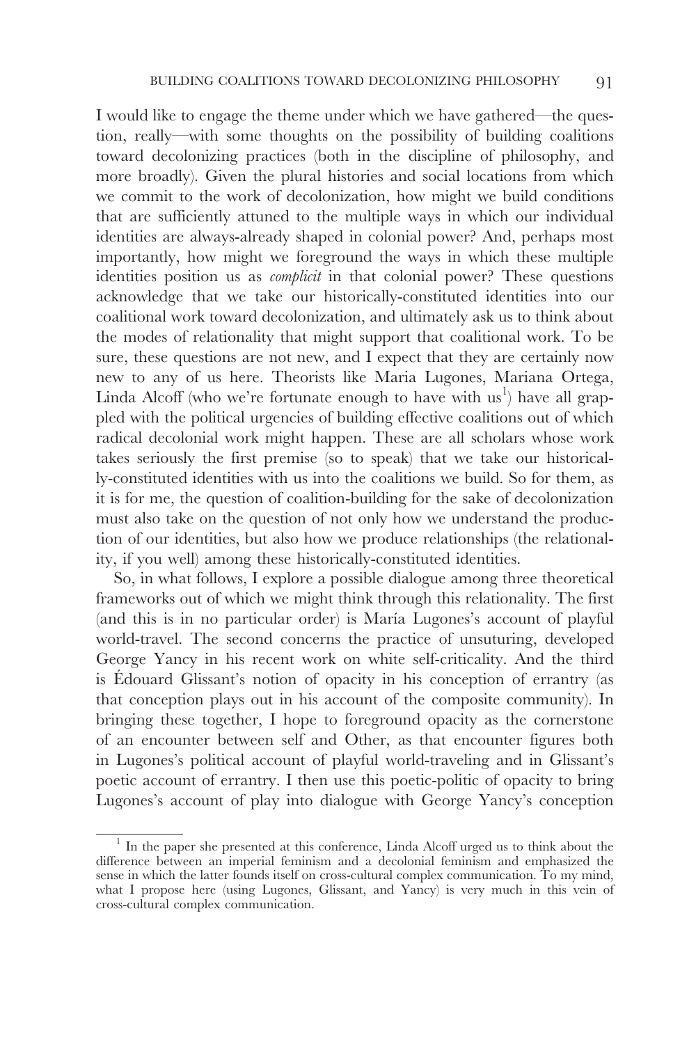I would like to engage the theme under which we have gathered—the question, really—with some thoughts on the possibility of building coalitions toward decolonizing practices (both in the discipline of philosophy, and more broadly). Given the plural histories and social locations from which we commit to the work of decolonization, how might we build conditions that are sufficiently attuned to the multiple ways in which our individual identities are always-already shaped in colonial power? And, perhaps most importantly, how might we foreground the ways in which these multiple identities position us as *complicit* in that colonial power? These questions acknowledge that we take our historically-constituted identities into our coalitional work toward decolonization, and ultimately ask us to think about the modes of relationality that might support that coalitional work. To be sure, these questions are not new, and I expect that they are certainly now new to any of us here. Theorists like Maria Lugones, Mariana Ortega, Linda Alcoff (who we're fortunate enough to have with us[1]) have all grappled with the political urgencies of building effective coalitions out of which radical decolonial work might happen. These are all scholars whose work takes seriously the first premise (so to speak) that we take our historically-constituted identities with us into the coalitions we build. So for them, as it is for me, the question of coalition-building for the sake of decolonization must also take on the question of not only how we understand the production of our identities, but also how we produce relationships (the relationality, if you well) among these historically-constituted identities.

So, in what follows, I explore a possible dialogue among three theoretical frameworks out of which we might think through this relationality. The first (and this is in no particular order) is María Lugones's account of playful world-travel. The second concerns the practice of unsuturing, developed George Yancy in his recent work on white self-criticality. And the third is Édouard Glissant's notion of opacity in his conception of errantry (as that conception plays out in his account of the composite community). In bringing these together, I hope to foreground opacity as the cornerstone of an encounter between self and Other, as that encounter figures both in Lugones's political account of playful world-traveling and in Glissant's poetic account of errantry. I then use this poetic-politic of opacity to bring Lugones's account of play into dialogue with George Yancy's conception

[1] In the paper she presented at this conference, Linda Alcoff urged us to think about the difference between an imperial feminism and a decolonial feminism and emphasized the sense in which the latter founds itself on cross-cultural complex communication. To my mind, what I propose here (using Lugones, Glissant, and Yancy) is very much in this vein of cross-cultural complex communication.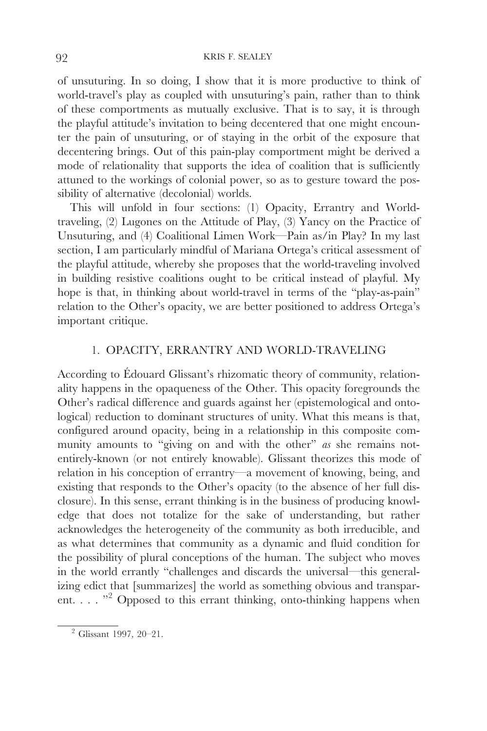of unsuturing. In so doing, I show that it is more productive to think of world-travel's play as coupled with unsuturing's pain, rather than to think of these comportments as mutually exclusive. That is to say, it is through the playful attitude's invitation to being decentered that one might encounter the pain of unsuturing, or of staying in the orbit of the exposure that decentering brings. Out of this pain-play comportment might be derived a mode of relationality that supports the idea of coalition that is sufficiently attuned to the workings of colonial power, so as to gesture toward the possibility of alternative (decolonial) worlds.

This will unfold in four sections: (1) Opacity, Errantry and World-traveling, (2) Lugones on the Attitude of Play, (3) Yancy on the Practice of Unsuturing, and (4) Coalitional Limen Work—Pain as/in Play? In my last section, I am particularly mindful of Mariana Ortega's critical assessment of the playful attitude, whereby she proposes that the world-traveling involved in building resistive coalitions ought to be critical instead of playful. My hope is that, in thinking about world-travel in terms of the "play-as-pain" relation to the Other's opacity, we are better positioned to address Ortega's important critique.

## 1. OPACITY, ERRANTRY AND WORLD-TRAVELING

According to Édouard Glissant's rhizomatic theory of community, relationality happens in the opaqueness of the Other. This opacity foregrounds the Other's radical difference and guards against her (epistemological and ontological) reduction to dominant structures of unity. What this means is that, configured around opacity, being in a relationship in this composite community amounts to "giving on and with the other" *as* she remains not-entirely-known (or not entirely knowable). Glissant theorizes this mode of relation in his conception of errantry—a movement of knowing, being, and existing that responds to the Other's opacity (to the absence of her full disclosure). In this sense, errant thinking is in the business of producing knowledge that does not totalize for the sake of understanding, but rather acknowledges the heterogeneity of the community as both irreducible, and as what determines that community as a dynamic and fluid condition for the possibility of plural conceptions of the human. The subject who moves in the world errantly "challenges and discards the universal—this generalizing edict that [summarizes] the world as something obvious and transparent. . . . "[2] Opposed to this errant thinking, onto-thinking happens when

[2] Glissant 1997, 20–21.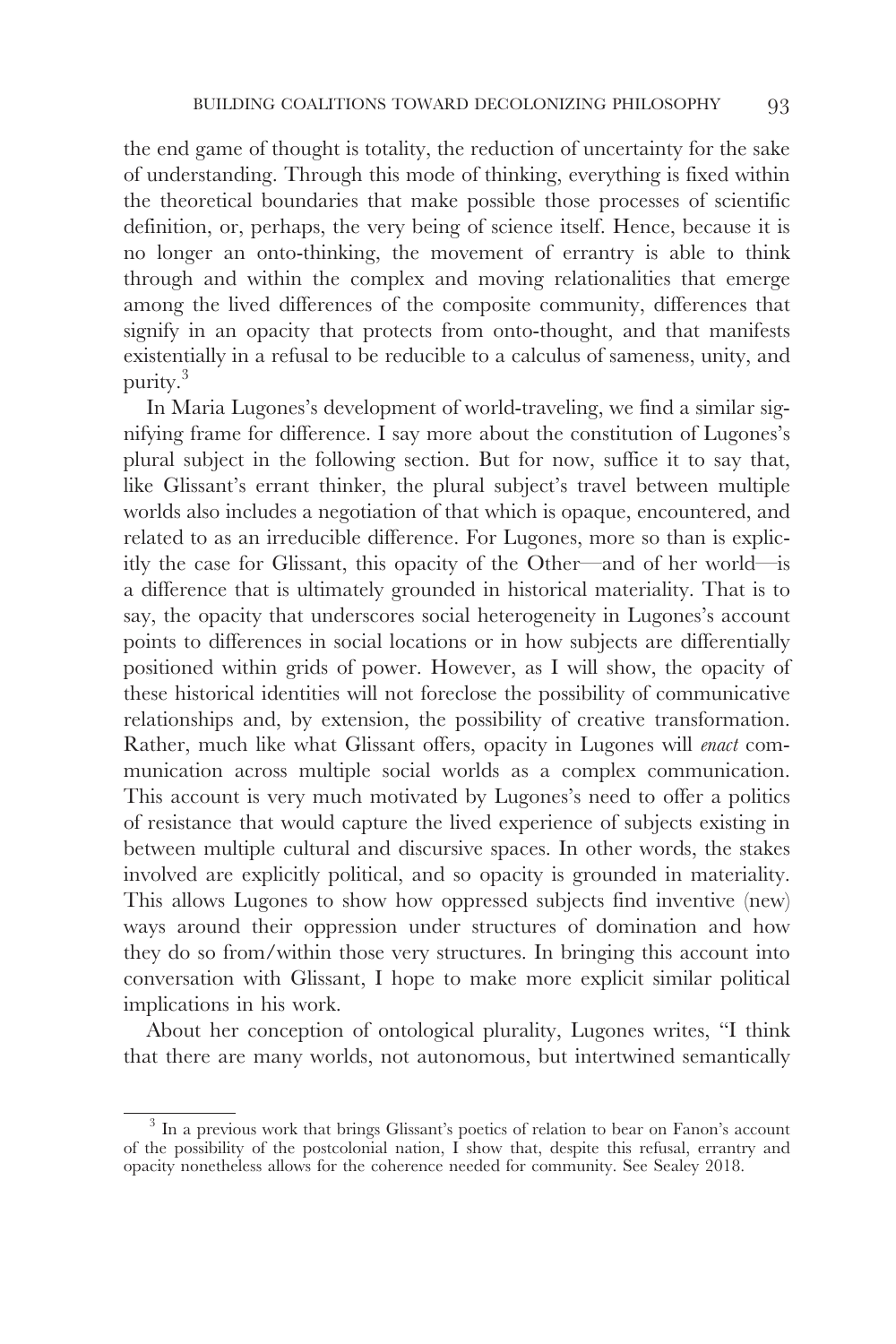the end game of thought is totality, the reduction of uncertainty for the sake of understanding. Through this mode of thinking, everything is fixed within the theoretical boundaries that make possible those processes of scientific definition, or, perhaps, the very being of science itself. Hence, because it is no longer an onto-thinking, the movement of errantry is able to think through and within the complex and moving relationalities that emerge among the lived differences of the composite community, differences that signify in an opacity that protects from onto-thought, and that manifests existentially in a refusal to be reducible to a calculus of sameness, unity, and purity.[3]

In Maria Lugones's development of world-traveling, we find a similar signifying frame for difference. I say more about the constitution of Lugones's plural subject in the following section. But for now, suffice it to say that, like Glissant's errant thinker, the plural subject's travel between multiple worlds also includes a negotiation of that which is opaque, encountered, and related to as an irreducible difference. For Lugones, more so than is explicitly the case for Glissant, this opacity of the Other—and of her world—is a difference that is ultimately grounded in historical materiality. That is to say, the opacity that underscores social heterogeneity in Lugones's account points to differences in social locations or in how subjects are differentially positioned within grids of power. However, as I will show, the opacity of these historical identities will not foreclose the possibility of communicative relationships and, by extension, the possibility of creative transformation. Rather, much like what Glissant offers, opacity in Lugones will *enact* communication across multiple social worlds as a complex communication. This account is very much motivated by Lugones's need to offer a politics of resistance that would capture the lived experience of subjects existing in between multiple cultural and discursive spaces. In other words, the stakes involved are explicitly political, and so opacity is grounded in materiality. This allows Lugones to show how oppressed subjects find inventive (new) ways around their oppression under structures of domination and how they do so from/within those very structures. In bringing this account into conversation with Glissant, I hope to make more explicit similar political implications in his work.

About her conception of ontological plurality, Lugones writes, "I think that there are many worlds, not autonomous, but intertwined semantically

[3] In a previous work that brings Glissant's poetics of relation to bear on Fanon's account of the possibility of the postcolonial nation, I show that, despite this refusal, errantry and opacity nonetheless allows for the coherence needed for community. See Sealey 2018.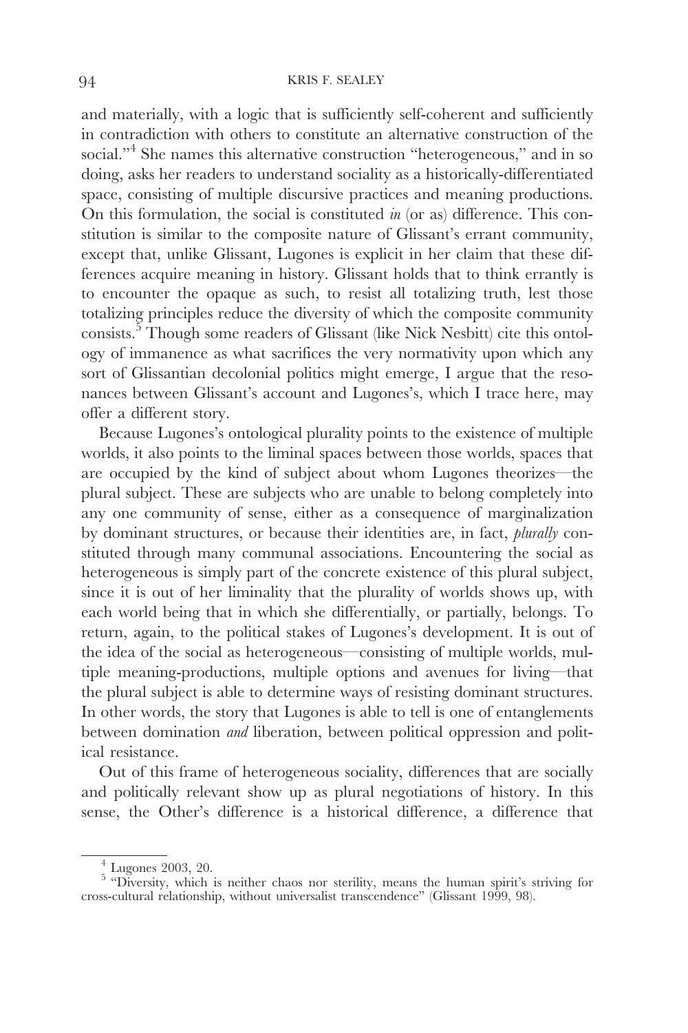and materially, with a logic that is sufficiently self-coherent and sufficiently in contradiction with others to constitute an alternative construction of the social."[4] She names this alternative construction "heterogeneous," and in so doing, asks her readers to understand sociality as a historically-differentiated space, consisting of multiple discursive practices and meaning productions. On this formulation, the social is constituted *in* (or as) difference. This constitution is similar to the composite nature of Glissant's errant community, except that, unlike Glissant, Lugones is explicit in her claim that these differences acquire meaning in history. Glissant holds that to think errantly is to encounter the opaque as such, to resist all totalizing truth, lest those totalizing principles reduce the diversity of which the composite community consists.[5] Though some readers of Glissant (like Nick Nesbitt) cite this ontology of immanence as what sacrifices the very normativity upon which any sort of Glissantian decolonial politics might emerge, I argue that the resonances between Glissant's account and Lugones's, which I trace here, may offer a different story.

Because Lugones's ontological plurality points to the existence of multiple worlds, it also points to the liminal spaces between those worlds, spaces that are occupied by the kind of subject about whom Lugones theorizes—the plural subject. These are subjects who are unable to belong completely into any one community of sense, either as a consequence of marginalization by dominant structures, or because their identities are, in fact, *plurally* constituted through many communal associations. Encountering the social as heterogeneous is simply part of the concrete existence of this plural subject, since it is out of her liminality that the plurality of worlds shows up, with each world being that in which she differentially, or partially, belongs. To return, again, to the political stakes of Lugones's development. It is out of the idea of the social as heterogeneous—consisting of multiple worlds, multiple meaning-productions, multiple options and avenues for living—that the plural subject is able to determine ways of resisting dominant structures. In other words, the story that Lugones is able to tell is one of entanglements between domination *and* liberation, between political oppression and political resistance.

Out of this frame of heterogeneous sociality, differences that are socially and politically relevant show up as plural negotiations of history. In this sense, the Other's difference is a historical difference, a difference that

---

[4] Lugones 2003, 20.

[5] "Diversity, which is neither chaos nor sterility, means the human spirit's striving for cross-cultural relationship, without universalist transcendence" (Glissant 1999, 98).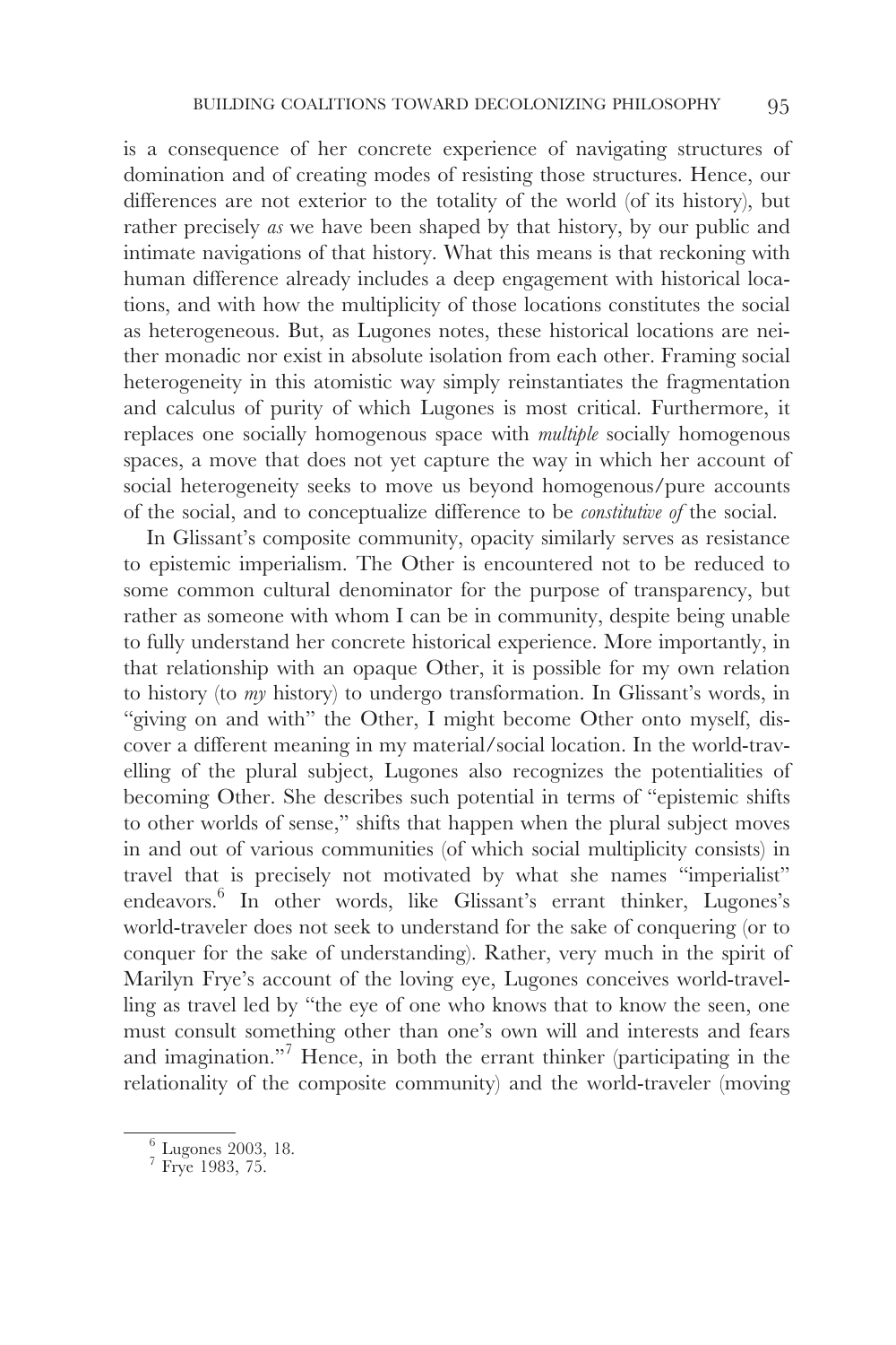is a consequence of her concrete experience of navigating structures of domination and of creating modes of resisting those structures. Hence, our differences are not exterior to the totality of the world (of its history), but rather precisely *as* we have been shaped by that history, by our public and intimate navigations of that history. What this means is that reckoning with human difference already includes a deep engagement with historical locations, and with how the multiplicity of those locations constitutes the social as heterogeneous. But, as Lugones notes, these historical locations are neither monadic nor exist in absolute isolation from each other. Framing social heterogeneity in this atomistic way simply reinstantiates the fragmentation and calculus of purity of which Lugones is most critical. Furthermore, it replaces one socially homogenous space with *multiple* socially homogenous spaces, a move that does not yet capture the way in which her account of social heterogeneity seeks to move us beyond homogenous/pure accounts of the social, and to conceptualize difference to be *constitutive of* the social.

In Glissant's composite community, opacity similarly serves as resistance to epistemic imperialism. The Other is encountered not to be reduced to some common cultural denominator for the purpose of transparency, but rather as someone with whom I can be in community, despite being unable to fully understand her concrete historical experience. More importantly, in that relationship with an opaque Other, it is possible for my own relation to history (to *my* history) to undergo transformation. In Glissant's words, in "giving on and with" the Other, I might become Other onto myself, discover a different meaning in my material/social location. In the world-travelling of the plural subject, Lugones also recognizes the potentialities of becoming Other. She describes such potential in terms of "epistemic shifts to other worlds of sense," shifts that happen when the plural subject moves in and out of various communities (of which social multiplicity consists) in travel that is precisely not motivated by what she names "imperialist" endeavors.[6] In other words, like Glissant's errant thinker, Lugones's world-traveler does not seek to understand for the sake of conquering (or to conquer for the sake of understanding). Rather, very much in the spirit of Marilyn Frye's account of the loving eye, Lugones conceives world-travelling as travel led by "the eye of one who knows that to know the seen, one must consult something other than one's own will and interests and fears and imagination."[7] Hence, in both the errant thinker (participating in the relationality of the composite community) and the world-traveler (moving

[6] Lugones 2003, 18.

[7] Frye 1983, 75.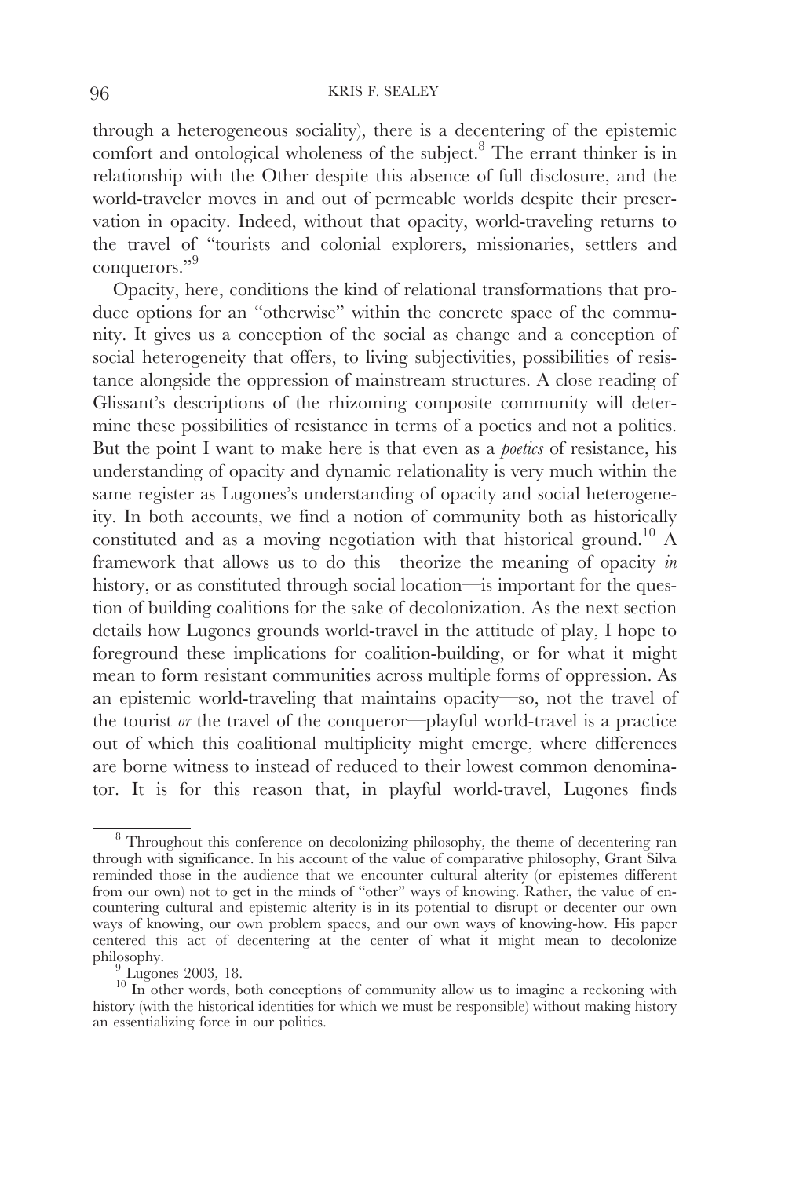through a heterogeneous sociality), there is a decentering of the epistemic comfort and ontological wholeness of the subject.[8] The errant thinker is in relationship with the Other despite this absence of full disclosure, and the world-traveler moves in and out of permeable worlds despite their preservation in opacity. Indeed, without that opacity, world-traveling returns to the travel of "tourists and colonial explorers, missionaries, settlers and conquerors."[9]

Opacity, here, conditions the kind of relational transformations that produce options for an "otherwise" within the concrete space of the community. It gives us a conception of the social as change and a conception of social heterogeneity that offers, to living subjectivities, possibilities of resistance alongside the oppression of mainstream structures. A close reading of Glissant's descriptions of the rhizoming composite community will determine these possibilities of resistance in terms of a poetics and not a politics. But the point I want to make here is that even as a *poetics* of resistance, his understanding of opacity and dynamic relationality is very much within the same register as Lugones's understanding of opacity and social heterogeneity. In both accounts, we find a notion of community both as historically constituted and as a moving negotiation with that historical ground.[10] A framework that allows us to do this—theorize the meaning of opacity *in* history, or as constituted through social location—is important for the question of building coalitions for the sake of decolonization. As the next section details how Lugones grounds world-travel in the attitude of play, I hope to foreground these implications for coalition-building, or for what it might mean to form resistant communities across multiple forms of oppression. As an epistemic world-traveling that maintains opacity—so, not the travel of the tourist *or* the travel of the conqueror—playful world-travel is a practice out of which this coalitional multiplicity might emerge, where differences are borne witness to instead of reduced to their lowest common denominator. It is for this reason that, in playful world-travel, Lugones finds

---

[8] Throughout this conference on decolonizing philosophy, the theme of decentering ran through with significance. In his account of the value of comparative philosophy, Grant Silva reminded those in the audience that we encounter cultural alterity (or epistemes different from our own) not to get in the minds of "other" ways of knowing. Rather, the value of encountering cultural and epistemic alterity is in its potential to disrupt or decenter our own ways of knowing, our own problem spaces, and our own ways of knowing-how. His paper centered this act of decentering at the center of what it might mean to decolonize philosophy.

[9] Lugones 2003, 18.

[10] In other words, both conceptions of community allow us to imagine a reckoning with history (with the historical identities for which we must be responsible) without making history an essentializing force in our politics.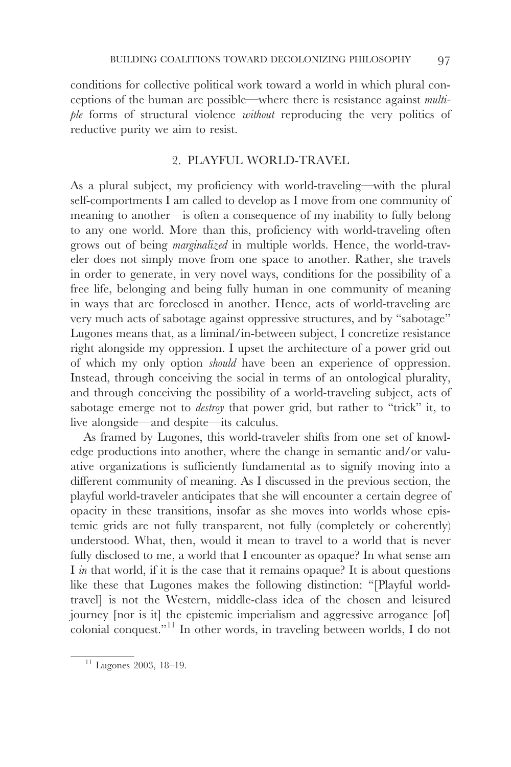conditions for collective political work toward a world in which plural conceptions of the human are possible—where there is resistance against *multiple* forms of structural violence *without* reproducing the very politics of reductive purity we aim to resist.

## 2. PLAYFUL WORLD-TRAVEL

As a plural subject, my proficiency with world-traveling—with the plural self-comportments I am called to develop as I move from one community of meaning to another—is often a consequence of my inability to fully belong to any one world. More than this, proficiency with world-traveling often grows out of being *marginalized* in multiple worlds. Hence, the world-traveler does not simply move from one space to another. Rather, she travels in order to generate, in very novel ways, conditions for the possibility of a free life, belonging and being fully human in one community of meaning in ways that are foreclosed in another. Hence, acts of world-traveling are very much acts of sabotage against oppressive structures, and by "sabotage" Lugones means that, as a liminal/in-between subject, I concretize resistance right alongside my oppression. I upset the architecture of a power grid out of which my only option *should* have been an experience of oppression. Instead, through conceiving the social in terms of an ontological plurality, and through conceiving the possibility of a world-traveling subject, acts of sabotage emerge not to *destroy* that power grid, but rather to "trick" it, to live alongside—and despite—its calculus.

As framed by Lugones, this world-traveler shifts from one set of knowledge productions into another, where the change in semantic and/or valuative organizations is sufficiently fundamental as to signify moving into a different community of meaning. As I discussed in the previous section, the playful world-traveler anticipates that she will encounter a certain degree of opacity in these transitions, insofar as she moves into worlds whose epistemic grids are not fully transparent, not fully (completely or coherently) understood. What, then, would it mean to travel to a world that is never fully disclosed to me, a world that I encounter as opaque? In what sense am I *in* that world, if it is the case that it remains opaque? It is about questions like these that Lugones makes the following distinction: "[Playful world-travel] is not the Western, middle-class idea of the chosen and leisured journey [nor is it] the epistemic imperialism and aggressive arrogance [of] colonial conquest."[11] In other words, in traveling between worlds, I do not

[11] Lugones 2003, 18–19.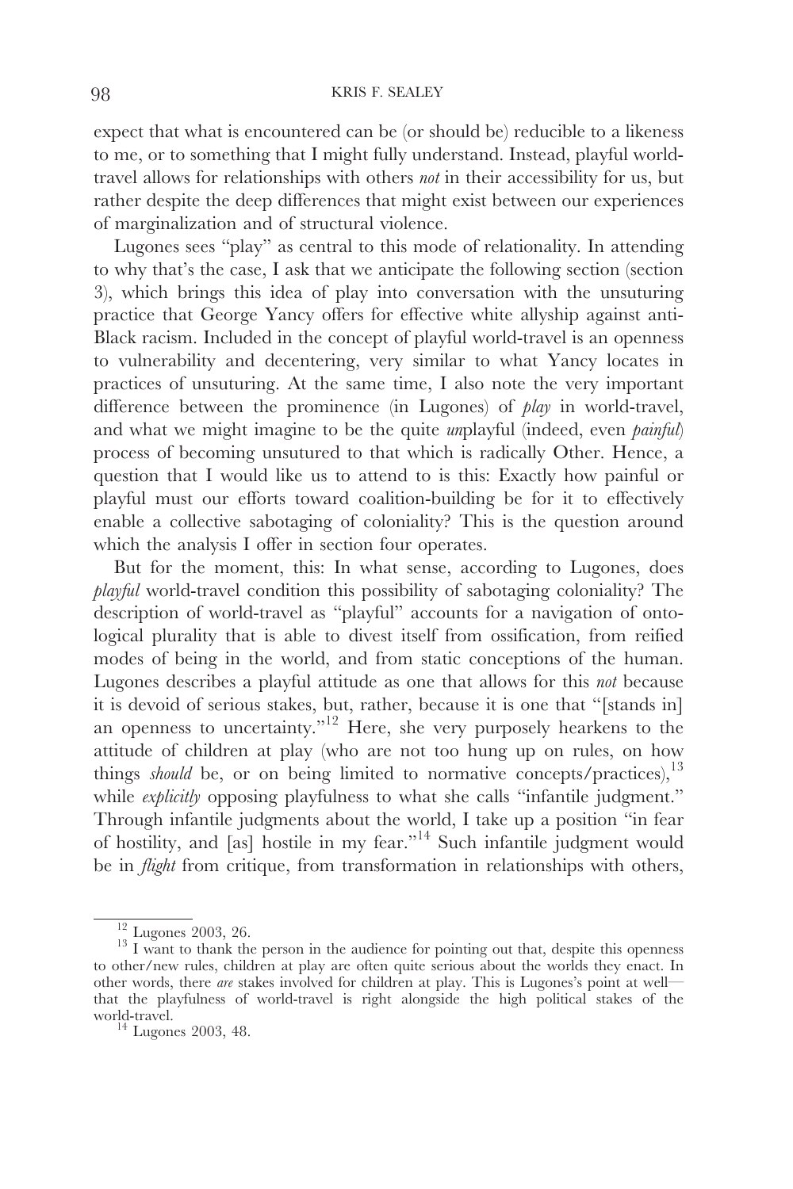expect that what is encountered can be (or should be) reducible to a likeness to me, or to something that I might fully understand. Instead, playful world-travel allows for relationships with others *not* in their accessibility for us, but rather despite the deep differences that might exist between our experiences of marginalization and of structural violence.

Lugones sees "play" as central to this mode of relationality. In attending to why that's the case, I ask that we anticipate the following section (section 3), which brings this idea of play into conversation with the unsuturing practice that George Yancy offers for effective white allyship against anti-Black racism. Included in the concept of playful world-travel is an openness to vulnerability and decentering, very similar to what Yancy locates in practices of unsuturing. At the same time, I also note the very important difference between the prominence (in Lugones) of *play* in world-travel, and what we might imagine to be the quite *un*playful (indeed, even *painful*) process of becoming unsutured to that which is radically Other. Hence, a question that I would like us to attend to is this: Exactly how painful or playful must our efforts toward coalition-building be for it to effectively enable a collective sabotaging of coloniality? This is the question around which the analysis I offer in section four operates.

But for the moment, this: In what sense, according to Lugones, does *playful* world-travel condition this possibility of sabotaging coloniality? The description of world-travel as "playful" accounts for a navigation of ontological plurality that is able to divest itself from ossification, from reified modes of being in the world, and from static conceptions of the human. Lugones describes a playful attitude as one that allows for this *not* because it is devoid of serious stakes, but, rather, because it is one that "[stands in] an openness to uncertainty."[12] Here, she very purposely hearkens to the attitude of children at play (who are not too hung up on rules, on how things *should* be, or on being limited to normative concepts/practices),[13] while *explicitly* opposing playfulness to what she calls "infantile judgment." Through infantile judgments about the world, I take up a position "in fear of hostility, and [as] hostile in my fear."[14] Such infantile judgment would be in *flight* from critique, from transformation in relationships with others,

[12] Lugones 2003, 26.

[13] I want to thank the person in the audience for pointing out that, despite this openness to other/new rules, children at play are often quite serious about the worlds they enact. In other words, there *are* stakes involved for children at play. This is Lugones's point at well—that the playfulness of world-travel is right alongside the high political stakes of the world-travel.

[14] Lugones 2003, 48.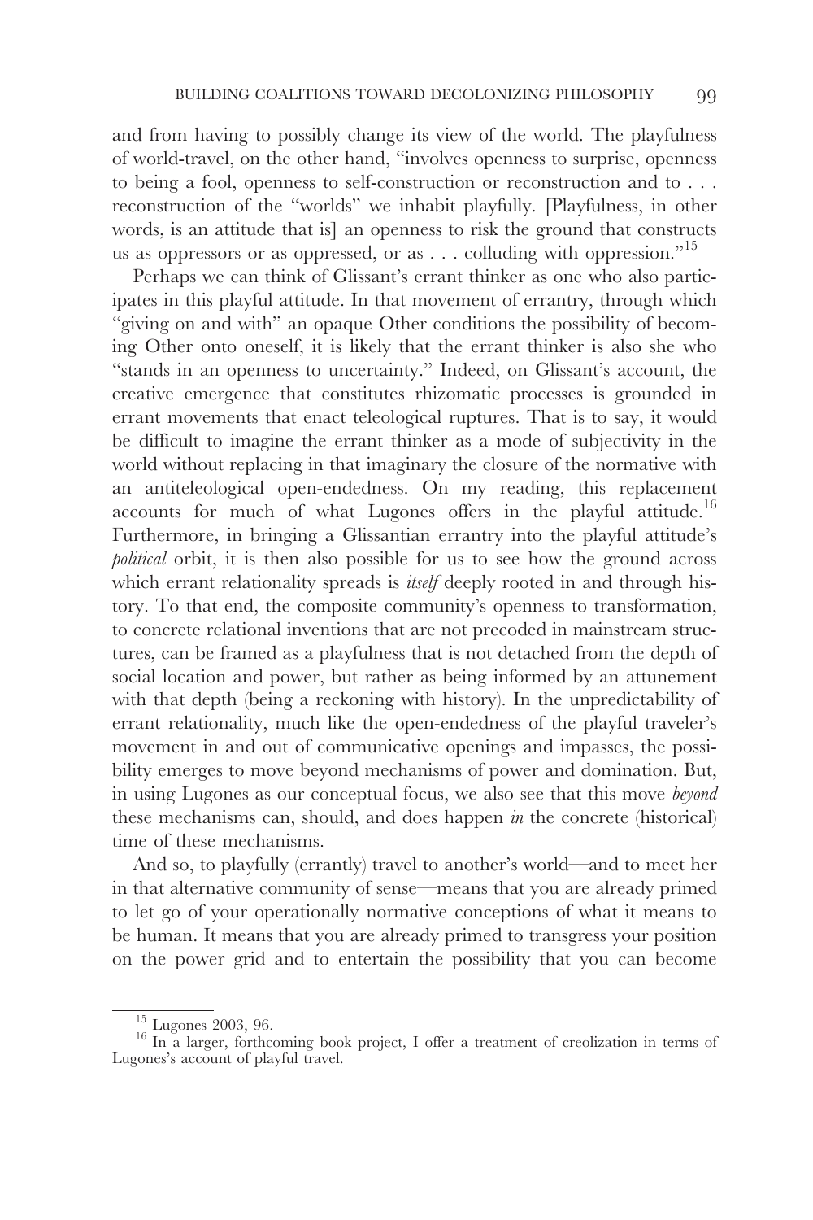and from having to possibly change its view of the world. The playfulness of world-travel, on the other hand, "involves openness to surprise, openness to being a fool, openness to self-construction or reconstruction and to . . . reconstruction of the "worlds" we inhabit playfully. [Playfulness, in other words, is an attitude that is] an openness to risk the ground that constructs us as oppressors or as oppressed, or as . . . colluding with oppression."[15]

Perhaps we can think of Glissant's errant thinker as one who also participates in this playful attitude. In that movement of errantry, through which "giving on and with" an opaque Other conditions the possibility of becoming Other onto oneself, it is likely that the errant thinker is also she who "stands in an openness to uncertainty." Indeed, on Glissant's account, the creative emergence that constitutes rhizomatic processes is grounded in errant movements that enact teleological ruptures. That is to say, it would be difficult to imagine the errant thinker as a mode of subjectivity in the world without replacing in that imaginary the closure of the normative with an antiteleological open-endedness. On my reading, this replacement accounts for much of what Lugones offers in the playful attitude.[16] Furthermore, in bringing a Glissantian errantry into the playful attitude's *political* orbit, it is then also possible for us to see how the ground across which errant relationality spreads is *itself* deeply rooted in and through history. To that end, the composite community's openness to transformation, to concrete relational inventions that are not precoded in mainstream structures, can be framed as a playfulness that is not detached from the depth of social location and power, but rather as being informed by an attunement with that depth (being a reckoning with history). In the unpredictability of errant relationality, much like the open-endedness of the playful traveler's movement in and out of communicative openings and impasses, the possibility emerges to move beyond mechanisms of power and domination. But, in using Lugones as our conceptual focus, we also see that this move *beyond* these mechanisms can, should, and does happen *in* the concrete (historical) time of these mechanisms.

And so, to playfully (errantly) travel to another's world—and to meet her in that alternative community of sense—means that you are already primed to let go of your operationally normative conceptions of what it means to be human. It means that you are already primed to transgress your position on the power grid and to entertain the possibility that you can become

[15] Lugones 2003, 96.

[16] In a larger, forthcoming book project, I offer a treatment of creolization in terms of Lugones's account of playful travel.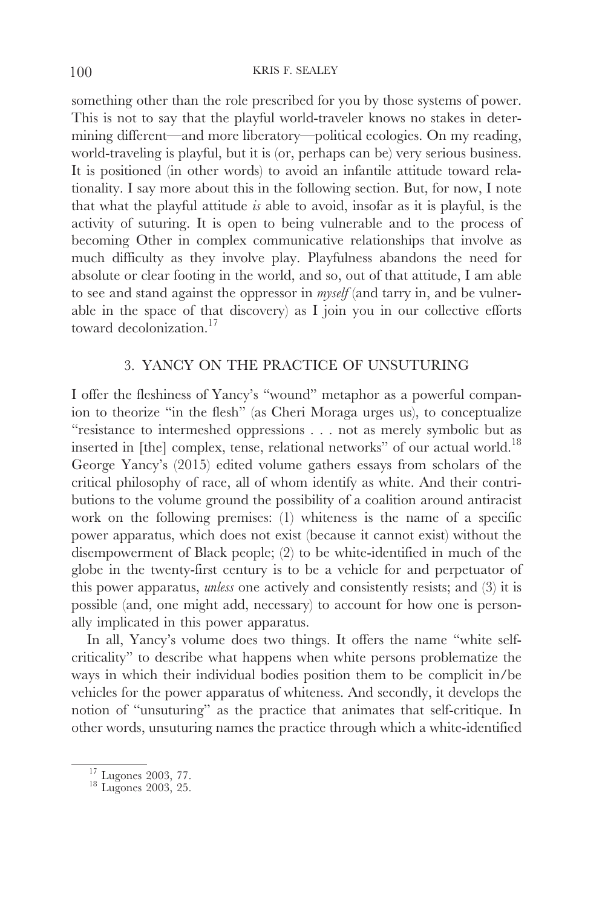something other than the role prescribed for you by those systems of power. This is not to say that the playful world-traveler knows no stakes in determining different—and more liberatory—political ecologies. On my reading, world-traveling is playful, but it is (or, perhaps can be) very serious business. It is positioned (in other words) to avoid an infantile attitude toward relationality. I say more about this in the following section. But, for now, I note that what the playful attitude *is* able to avoid, insofar as it is playful, is the activity of suturing. It is open to being vulnerable and to the process of becoming Other in complex communicative relationships that involve as much difficulty as they involve play. Playfulness abandons the need for absolute or clear footing in the world, and so, out of that attitude, I am able to see and stand against the oppressor in *myself* (and tarry in, and be vulnerable in the space of that discovery) as I join you in our collective efforts toward decolonization.[17]

## 3. YANCY ON THE PRACTICE OF UNSUTURING

I offer the fleshiness of Yancy's "wound" metaphor as a powerful companion to theorize "in the flesh" (as Cheri Moraga urges us), to conceptualize "resistance to intermeshed oppressions . . . not as merely symbolic but as inserted in [the] complex, tense, relational networks" of our actual world.[18] George Yancy's (2015) edited volume gathers essays from scholars of the critical philosophy of race, all of whom identify as white. And their contributions to the volume ground the possibility of a coalition around antiracist work on the following premises: (1) whiteness is the name of a specific power apparatus, which does not exist (because it cannot exist) without the disempowerment of Black people; (2) to be white-identified in much of the globe in the twenty-first century is to be a vehicle for and perpetuator of this power apparatus, *unless* one actively and consistently resists; and (3) it is possible (and, one might add, necessary) to account for how one is personally implicated in this power apparatus.

In all, Yancy's volume does two things. It offers the name "white self-criticality" to describe what happens when white persons problematize the ways in which their individual bodies position them to be complicit in/be vehicles for the power apparatus of whiteness. And secondly, it develops the notion of "unsuturing" as the practice that animates that self-critique. In other words, unsuturing names the practice through which a white-identified

[17] Lugones 2003, 77.

[18] Lugones 2003, 25.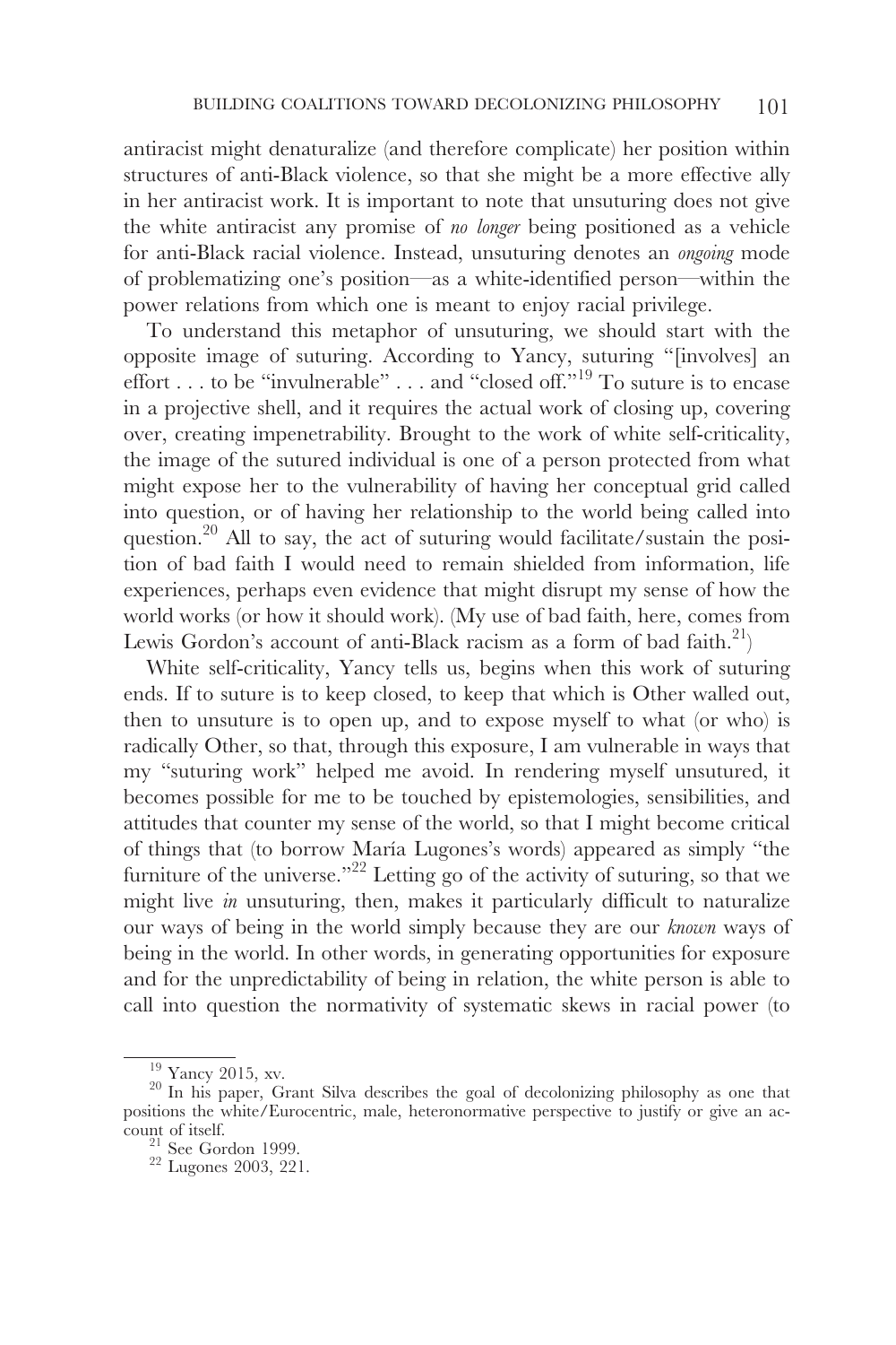antiracist might denaturalize (and therefore complicate) her position within structures of anti-Black violence, so that she might be a more effective ally in her antiracist work. It is important to note that unsuturing does not give the white antiracist any promise of *no longer* being positioned as a vehicle for anti-Black racial violence. Instead, unsuturing denotes an *ongoing* mode of problematizing one's position—as a white-identified person—within the power relations from which one is meant to enjoy racial privilege.

To understand this metaphor of unsuturing, we should start with the opposite image of suturing. According to Yancy, suturing "[involves] an effort . . . to be "invulnerable" . . . and "closed off."[19] To suture is to encase in a projective shell, and it requires the actual work of closing up, covering over, creating impenetrability. Brought to the work of white self-criticality, the image of the sutured individual is one of a person protected from what might expose her to the vulnerability of having her conceptual grid called into question, or of having her relationship to the world being called into question.[20] All to say, the act of suturing would facilitate/sustain the position of bad faith I would need to remain shielded from information, life experiences, perhaps even evidence that might disrupt my sense of how the world works (or how it should work). (My use of bad faith, here, comes from Lewis Gordon's account of anti-Black racism as a form of bad faith.[21])

White self-criticality, Yancy tells us, begins when this work of suturing ends. If to suture is to keep closed, to keep that which is Other walled out, then to unsuture is to open up, and to expose myself to what (or who) is radically Other, so that, through this exposure, I am vulnerable in ways that my "suturing work" helped me avoid. In rendering myself unsutured, it becomes possible for me to be touched by epistemologies, sensibilities, and attitudes that counter my sense of the world, so that I might become critical of things that (to borrow María Lugones's words) appeared as simply "the furniture of the universe."[22] Letting go of the activity of suturing, so that we might live *in* unsuturing, then, makes it particularly difficult to naturalize our ways of being in the world simply because they are our *known* ways of being in the world. In other words, in generating opportunities for exposure and for the unpredictability of being in relation, the white person is able to call into question the normativity of systematic skews in racial power (to

---

[19] Yancy 2015, xv.

[20] In his paper, Grant Silva describes the goal of decolonizing philosophy as one that positions the white/Eurocentric, male, heteronormative perspective to justify or give an account of itself.

[21] See Gordon 1999.

[22] Lugones 2003, 221.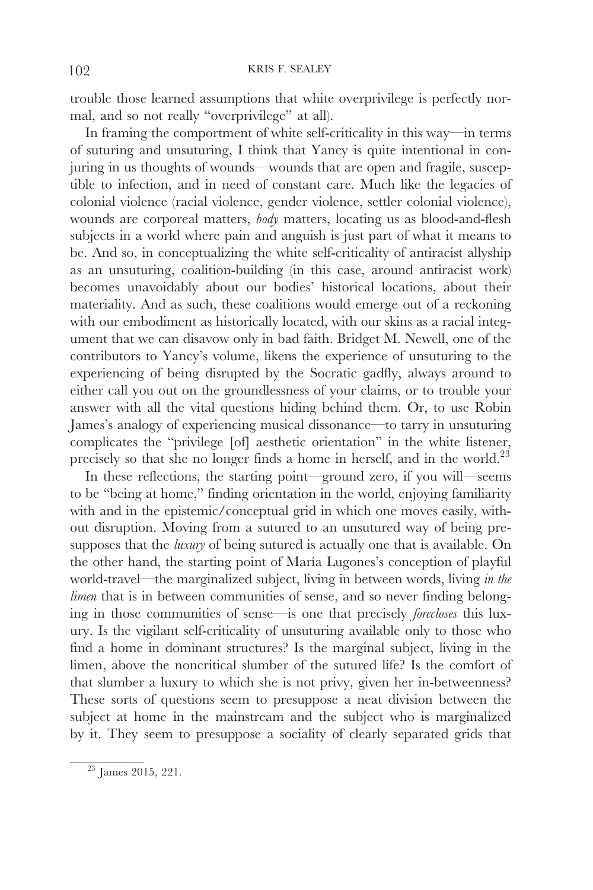trouble those learned assumptions that white overprivilege is perfectly normal, and so not really "overprivilege" at all).

In framing the comportment of white self-criticality in this way—in terms of suturing and unsuturing, I think that Yancy is quite intentional in conjuring in us thoughts of wounds—wounds that are open and fragile, susceptible to infection, and in need of constant care. Much like the legacies of colonial violence (racial violence, gender violence, settler colonial violence), wounds are corporeal matters, *body* matters, locating us as blood-and-flesh subjects in a world where pain and anguish is just part of what it means to be. And so, in conceptualizing the white self-criticality of antiracist allyship as an unsuturing, coalition-building (in this case, around antiracist work) becomes unavoidably about our bodies' historical locations, about their materiality. And as such, these coalitions would emerge out of a reckoning with our embodiment as historically located, with our skins as a racial integument that we can disavow only in bad faith. Bridget M. Newell, one of the contributors to Yancy's volume, likens the experience of unsuturing to the experiencing of being disrupted by the Socratic gadfly, always around to either call you out on the groundlessness of your claims, or to trouble your answer with all the vital questions hiding behind them. Or, to use Robin James's analogy of experiencing musical dissonance—to tarry in unsuturing complicates the "privilege [of] aesthetic orientation" in the white listener, precisely so that she no longer finds a home in herself, and in the world.[23]

In these reflections, the starting point—ground zero, if you will—seems to be "being at home," finding orientation in the world, enjoying familiarity with and in the epistemic/conceptual grid in which one moves easily, without disruption. Moving from a sutured to an unsutured way of being presupposes that the *luxury* of being sutured is actually one that is available. On the other hand, the starting point of María Lugones's conception of playful world-travel—the marginalized subject, living in between words, living *in the limen* that is in between communities of sense, and so never finding belonging in those communities of sense—is one that precisely *forecloses* this luxury. Is the vigilant self-criticality of unsuturing available only to those who find a home in dominant structures? Is the marginal subject, living in the limen, above the noncritical slumber of the sutured life? Is the comfort of that slumber a luxury to which she is not privy, given her in-betweenness? These sorts of questions seem to presuppose a neat division between the subject at home in the mainstream and the subject who is marginalized by it. They seem to presuppose a sociality of clearly separated grids that

[23] James 2015, 221.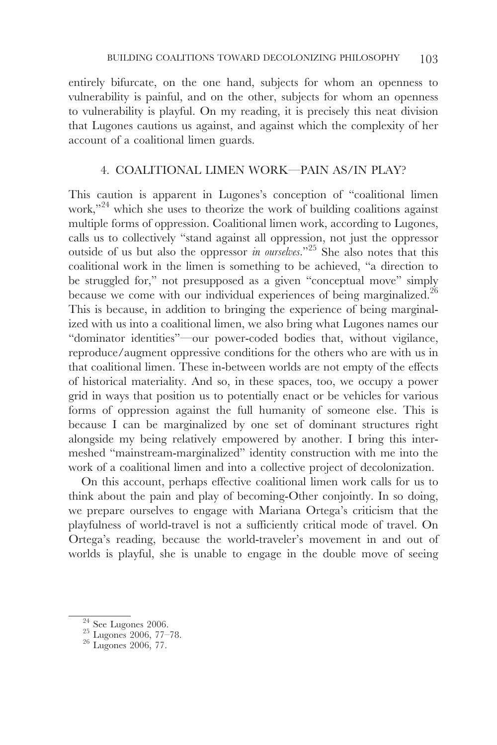entirely bifurcate, on the one hand, subjects for whom an openness to vulnerability is painful, and on the other, subjects for whom an openness to vulnerability is playful. On my reading, it is precisely this neat division that Lugones cautions us against, and against which the complexity of her account of a coalitional limen guards.

## 4. COALITIONAL LIMEN WORK—PAIN AS/IN PLAY?

This caution is apparent in Lugones's conception of "coalitional limen work,"[24] which she uses to theorize the work of building coalitions against multiple forms of oppression. Coalitional limen work, according to Lugones, calls us to collectively "stand against all oppression, not just the oppressor outside of us but also the oppressor *in ourselves*."[25] She also notes that this coalitional work in the limen is something to be achieved, "a direction to be struggled for," not presupposed as a given "conceptual move" simply because we come with our individual experiences of being marginalized.[26] This is because, in addition to bringing the experience of being marginalized with us into a coalitional limen, we also bring what Lugones names our "dominator identities"—our power-coded bodies that, without vigilance, reproduce/augment oppressive conditions for the others who are with us in that coalitional limen. These in-between worlds are not empty of the effects of historical materiality. And so, in these spaces, too, we occupy a power grid in ways that position us to potentially enact or be vehicles for various forms of oppression against the full humanity of someone else. This is because I can be marginalized by one set of dominant structures right alongside my being relatively empowered by another. I bring this intermeshed "mainstream-marginalized" identity construction with me into the work of a coalitional limen and into a collective project of decolonization.

On this account, perhaps effective coalitional limen work calls for us to think about the pain and play of becoming-Other conjointly. In so doing, we prepare ourselves to engage with Mariana Ortega's criticism that the playfulness of world-travel is not a sufficiently critical mode of travel. On Ortega's reading, because the world-traveler's movement in and out of worlds is playful, she is unable to engage in the double move of seeing

[24] See Lugones 2006.

[25] Lugones 2006, 77–78.

[26] Lugones 2006, 77.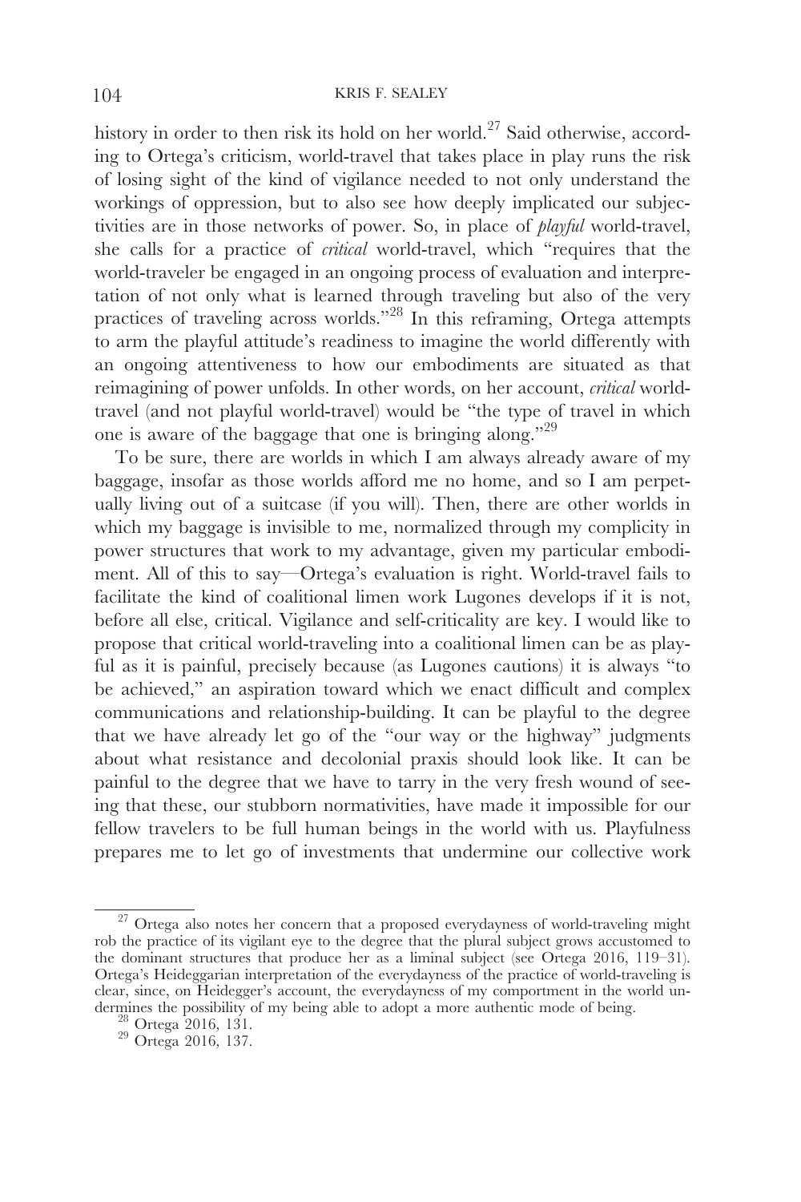history in order to then risk its hold on her world.[27] Said otherwise, according to Ortega's criticism, world-travel that takes place in play runs the risk of losing sight of the kind of vigilance needed to not only understand the workings of oppression, but to also see how deeply implicated our subjectivities are in those networks of power. So, in place of *playful* world-travel, she calls for a practice of *critical* world-travel, which "requires that the world-traveler be engaged in an ongoing process of evaluation and interpretation of not only what is learned through traveling but also of the very practices of traveling across worlds."[28] In this reframing, Ortega attempts to arm the playful attitude's readiness to imagine the world differently with an ongoing attentiveness to how our embodiments are situated as that reimagining of power unfolds. In other words, on her account, *critical* world-travel (and not playful world-travel) would be "the type of travel in which one is aware of the baggage that one is bringing along."[29]

To be sure, there are worlds in which I am always already aware of my baggage, insofar as those worlds afford me no home, and so I am perpetually living out of a suitcase (if you will). Then, there are other worlds in which my baggage is invisible to me, normalized through my complicity in power structures that work to my advantage, given my particular embodiment. All of this to say—Ortega's evaluation is right. World-travel fails to facilitate the kind of coalitional limen work Lugones develops if it is not, before all else, critical. Vigilance and self-criticality are key. I would like to propose that critical world-traveling into a coalitional limen can be as playful as it is painful, precisely because (as Lugones cautions) it is always "to be achieved," an aspiration toward which we enact difficult and complex communications and relationship-building. It can be playful to the degree that we have already let go of the "our way or the highway" judgments about what resistance and decolonial praxis should look like. It can be painful to the degree that we have to tarry in the very fresh wound of seeing that these, our stubborn normativities, have made it impossible for our fellow travelers to be full human beings in the world with us. Playfulness prepares me to let go of investments that undermine our collective work

[27] Ortega also notes her concern that a proposed everydayness of world-traveling might rob the practice of its vigilant eye to the degree that the plural subject grows accustomed to the dominant structures that produce her as a liminal subject (see Ortega 2016, 119–31). Ortega's Heideggarian interpretation of the everydayness of the practice of world-traveling is clear, since, on Heidegger's account, the everydayness of my comportment in the world undermines the possibility of my being able to adopt a more authentic mode of being.

[28] Ortega 2016, 131.

[29] Ortega 2016, 137.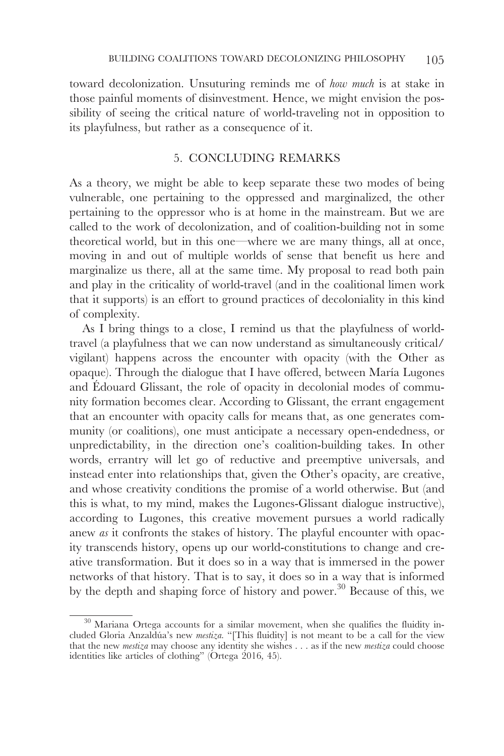toward decolonization. Unsuturing reminds me of *how much* is at stake in those painful moments of disinvestment. Hence, we might envision the possibility of seeing the critical nature of world-traveling not in opposition to its playfulness, but rather as a consequence of it.

## 5. CONCLUDING REMARKS

As a theory, we might be able to keep separate these two modes of being vulnerable, one pertaining to the oppressed and marginalized, the other pertaining to the oppressor who is at home in the mainstream. But we are called to the work of decolonization, and of coalition-building not in some theoretical world, but in this one—where we are many things, all at once, moving in and out of multiple worlds of sense that benefit us here and marginalize us there, all at the same time. My proposal to read both pain and play in the criticality of world-travel (and in the coalitional limen work that it supports) is an effort to ground practices of decoloniality in this kind of complexity.

As I bring things to a close, I remind us that the playfulness of world-travel (a playfulness that we can now understand as simultaneously critical/vigilant) happens across the encounter with opacity (with the Other as opaque). Through the dialogue that I have offered, between María Lugones and Édouard Glissant, the role of opacity in decolonial modes of community formation becomes clear. According to Glissant, the errant engagement that an encounter with opacity calls for means that, as one generates community (or coalitions), one must anticipate a necessary open-endedness, or unpredictability, in the direction one's coalition-building takes. In other words, errantry will let go of reductive and preemptive universals, and instead enter into relationships that, given the Other's opacity, are creative, and whose creativity conditions the promise of a world otherwise. But (and this is what, to my mind, makes the Lugones-Glissant dialogue instructive), according to Lugones, this creative movement pursues a world radically anew *as* it confronts the stakes of history. The playful encounter with opacity transcends history, opens up our world-constitutions to change and creative transformation. But it does so in a way that is immersed in the power networks of that history. That is to say, it does so in a way that is informed by the depth and shaping force of history and power.[30] Because of this, we

[30] Mariana Ortega accounts for a similar movement, when she qualifies the fluidity included Gloria Anzaldúa's new *mestiza*. "[This fluidity] is not meant to be a call for the view that the new *mestiza* may choose any identity she wishes . . . as if the new *mestiza* could choose identities like articles of clothing" (Ortega 2016, 45).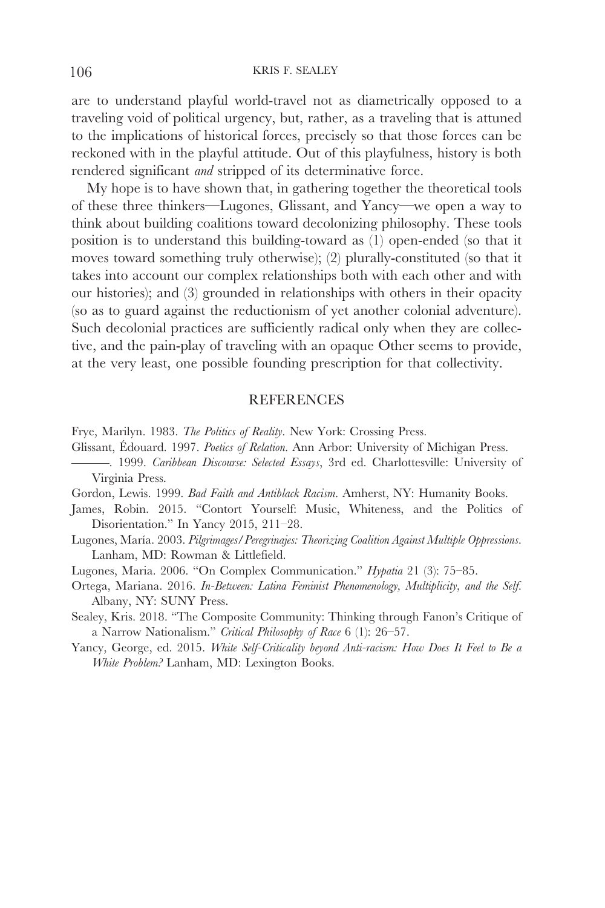are to understand playful world-travel not as diametrically opposed to a traveling void of political urgency, but, rather, as a traveling that is attuned to the implications of historical forces, precisely so that those forces can be reckoned with in the playful attitude. Out of this playfulness, history is both rendered significant *and* stripped of its determinative force.

My hope is to have shown that, in gathering together the theoretical tools of these three thinkers—Lugones, Glissant, and Yancy—we open a way to think about building coalitions toward decolonizing philosophy. These tools position is to understand this building-toward as (1) open-ended (so that it moves toward something truly otherwise); (2) plurally-constituted (so that it takes into account our complex relationships both with each other and with our histories); and (3) grounded in relationships with others in their opacity (so as to guard against the reductionism of yet another colonial adventure). Such decolonial practices are sufficiently radical only when they are collective, and the pain-play of traveling with an opaque Other seems to provide, at the very least, one possible founding prescription for that collectivity.

## REFERENCES

Frye, Marilyn. 1983. *The Politics of Reality*. New York: Crossing Press.

Glissant, Édouard. 1997. *Poetics of Relation*. Ann Arbor: University of Michigan Press.

———. 1999. *Caribbean Discourse: Selected Essays*, 3rd ed. Charlottesville: University of Virginia Press.

Gordon, Lewis. 1999. *Bad Faith and Antiblack Racism*. Amherst, NY: Humanity Books.

James, Robin. 2015. "Contort Yourself: Music, Whiteness, and the Politics of Disorientation." In Yancy 2015, 211–28.

Lugones, María. 2003. *Pilgrimages/Peregrinajes: Theorizing Coalition Against Multiple Oppressions*. Lanham, MD: Rowman & Littlefield.

Lugones, Maria. 2006. "On Complex Communication." *Hypatia* 21 (3): 75–85.

Ortega, Mariana. 2016. *In-Between: Latina Feminist Phenomenology, Multiplicity, and the Self.* Albany, NY: SUNY Press.

Sealey, Kris. 2018. "The Composite Community: Thinking through Fanon's Critique of a Narrow Nationalism." *Critical Philosophy of Race* 6 (1): 26–57.

Yancy, George, ed. 2015. *White Self-Criticality beyond Anti-racism: How Does It Feel to Be a White Problem?* Lanham, MD: Lexington Books.